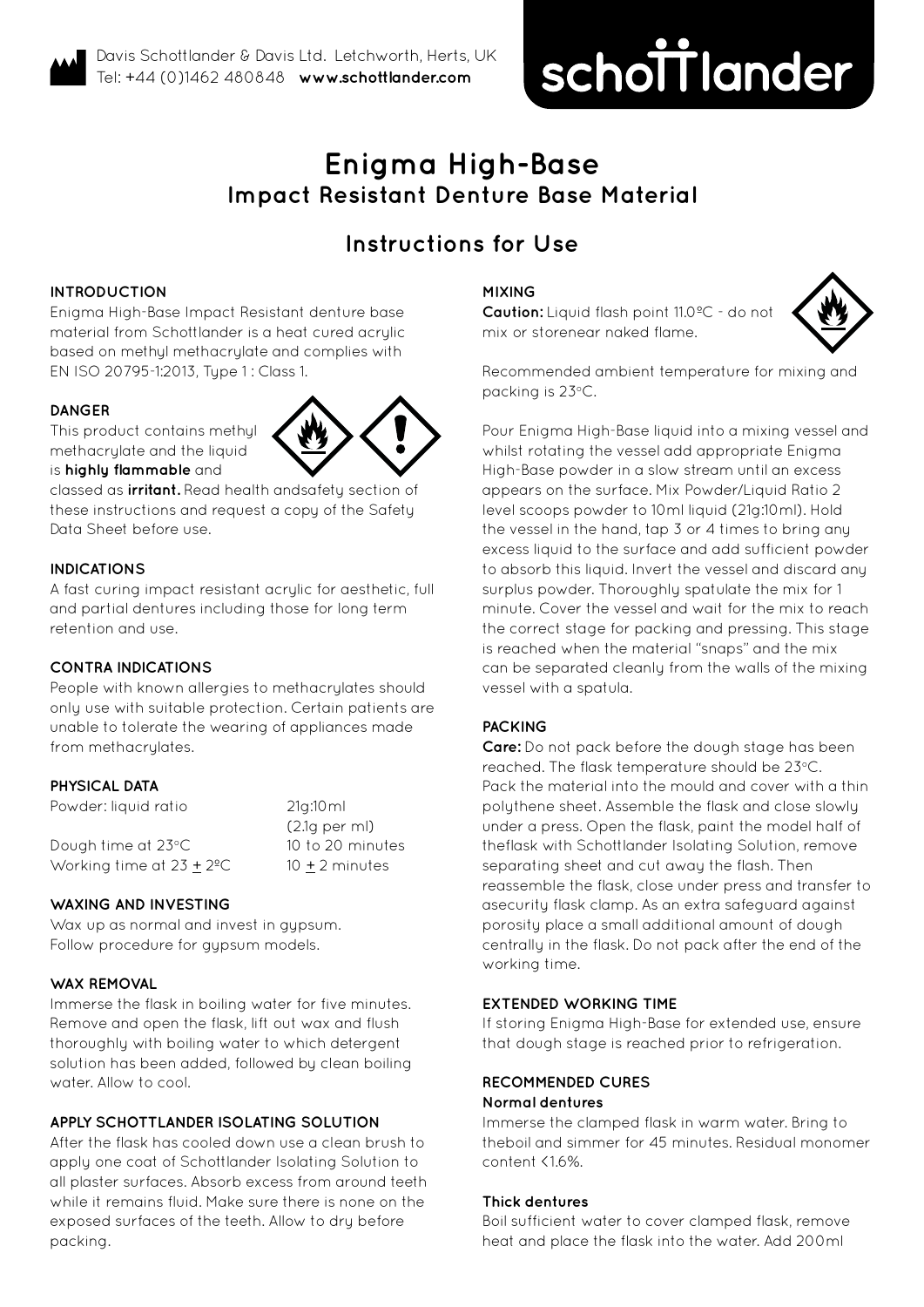Davis Schottlander & Davis Ltd. Letchworth, Herts, UK
Tel: +44 (0)1462 480848 **www.schottlander.com**

schottlander

# Enigma High-Base
## Impact Resistant Denture Base Material

## Instructions for Use

### INTRODUCTION

Enigma High-Base Impact Resistant denture base material from Schottlander is a heat cured acrylic based on methyl methacrylate and complies with EN ISO 20795-1:2013, Type 1 : Class 1.

### DANGER

This product contains methyl methacrylate and the liquid is **highly flammable** and classed as **irritant.** Read health andsafety section of these instructions and request a copy of the Safety Data Sheet before use.

### INDICATIONS

A fast curing impact resistant acrylic for aesthetic, full and partial dentures including those for long term retention and use.

### CONTRA INDICATIONS

People with known allergies to methacrylates should only use with suitable protection. Certain patients are unable to tolerate the wearing of appliances made from methacrylates.

### PHYSICAL DATA

| | |
|---|---|
| Powder: liquid ratio | 21g:10ml (2.1g per ml) |
| Dough time at 23°C | 10 to 20 minutes |
| Working time at 23 ± 2ºC | 10 ± 2 minutes |

### WAXING AND INVESTING

Wax up as normal and invest in gypsum. Follow procedure for gypsum models.

### WAX REMOVAL

Immerse the flask in boiling water for five minutes. Remove and open the flask, lift out wax and flush thoroughly with boiling water to which detergent solution has been added, followed by clean boiling water. Allow to cool.

### APPLY SCHOTTLANDER ISOLATING SOLUTION

After the flask has cooled down use a clean brush to apply one coat of Schottlander Isolating Solution to all plaster surfaces. Absorb excess from around teeth while it remains fluid. Make sure there is none on the exposed surfaces of the teeth. Allow to dry before packing.

### MIXING

**Caution:** Liquid flash point 11.0ºC - do not mix or storenear naked flame.

Recommended ambient temperature for mixing and packing is 23°C.

Pour Enigma High-Base liquid into a mixing vessel and whilst rotating the vessel add appropriate Enigma High-Base powder in a slow stream until an excess appears on the surface. Mix Powder/Liquid Ratio 2 level scoops powder to 10ml liquid (21g:10ml). Hold the vessel in the hand, tap 3 or 4 times to bring any excess liquid to the surface and add sufficient powder to absorb this liquid. Invert the vessel and discard any surplus powder. Thoroughly spatulate the mix for 1 minute. Cover the vessel and wait for the mix to reach the correct stage for packing and pressing. This stage is reached when the material "snaps" and the mix can be separated cleanly from the walls of the mixing vessel with a spatula.

### PACKING

**Care:** Do not pack before the dough stage has been reached. The flask temperature should be 23°C. Pack the material into the mould and cover with a thin polythene sheet. Assemble the flask and close slowly under a press. Open the flask, paint the model half of theflask with Schottlander Isolating Solution, remove separating sheet and cut away the flash. Then reassemble the flask, close under press and transfer to asecurity flask clamp. As an extra safeguard against porosity place a small additional amount of dough centrally in the flask. Do not pack after the end of the working time.

### EXTENDED WORKING TIME

If storing Enigma High-Base for extended use, ensure that dough stage is reached prior to refrigeration.

### RECOMMENDED CURES

#### Normal dentures

Immerse the clamped flask in warm water. Bring to theboil and simmer for 45 minutes. Residual monomer content <1.6%.

#### Thick dentures

Boil sufficient water to cover clamped flask, remove heat and place the flask into the water. Add 200ml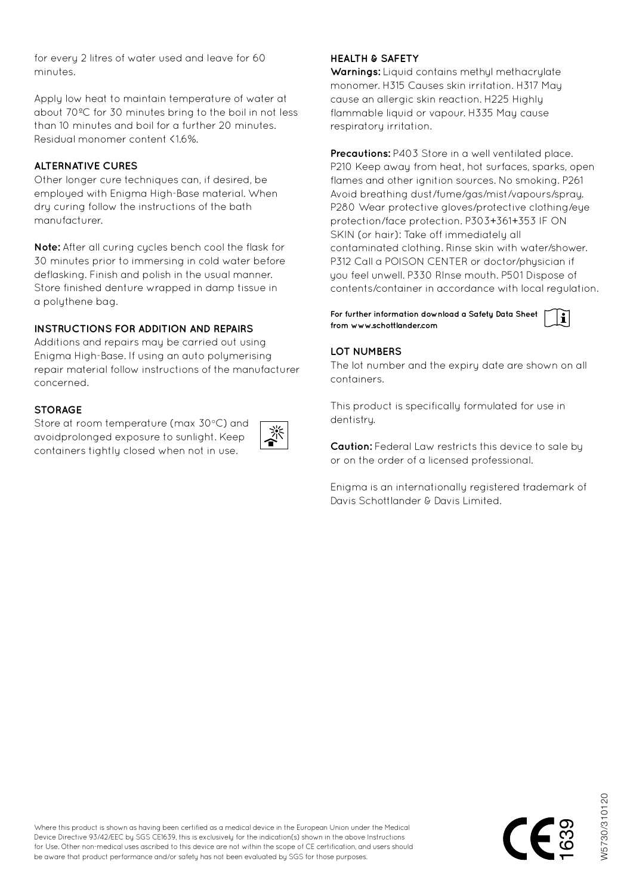for every 2 litres of water used and leave for 60 minutes.

Apply low heat to maintain temperature of water at about 70ºC for 30 minutes bring to the boil in not less than 10 minutes and boil for a further 20 minutes. Residual monomer content <1.6%.

### ALTERNATIVE CURES

Other longer cure techniques can, if desired, be employed with Enigma High-Base material. When dry curing follow the instructions of the bath manufacturer.

**Note:** After all curing cycles bench cool the flask for 30 minutes prior to immersing in cold water before deflasking. Finish and polish in the usual manner. Store finished denture wrapped in damp tissue in a polythene bag.

### INSTRUCTIONS FOR ADDITION AND REPAIRS

Additions and repairs may be carried out using Enigma High-Base. If using an auto polymerising repair material follow instructions of the manufacturer concerned.

### STORAGE

Store at room temperature (max 30°C) and avoidprolonged exposure to sunlight. Keep containers tightly closed when not in use.

### HEALTH & SAFETY

**Warnings:** Liquid contains methyl methacrylate monomer. H315 Causes skin irritation. H317 May cause an allergic skin reaction. H225 Highly flammable liquid or vapour. H335 May cause respiratory irritation.

**Precautions:** P403 Store in a well ventilated place. P210 Keep away from heat, hot surfaces, sparks, open flames and other ignition sources. No smoking. P261 Avoid breathing dust/fume/gas/mist/vapours/spray. P280 Wear protective gloves/protective clothing/eye protection/face protection. P303+361+353 IF ON SKIN (or hair): Take off immediately all contaminated clothing. Rinse skin with water/shower. P312 Call a POISON CENTER or doctor/physician if you feel unwell. P330 RInse mouth. P501 Dispose of contents/container in accordance with local regulation.

**For further information download a Safety Data Sheet from www.schottlander.com**

### LOT NUMBERS

The lot number and the expiry date are shown on all containers.

This product is specifically formulated for use in dentistry.

**Caution:** Federal Law restricts this device to sale by or on the order of a licensed professional.

Enigma is an internationally registered trademark of Davis Schottlander & Davis Limited.

Where this product is shown as having been certified as a medical device in the European Union under the Medical Device Directive 93/42/EEC by SGS CE1639, this is exclusively for the indication(s) shown in the above Instructions for Use. Other non-medical uses ascribed to this device are not within the scope of CE certification, and users should be aware that product performance and/or safety has not been evaluated by SGS for those purposes.

CE 1639

W5730/310120